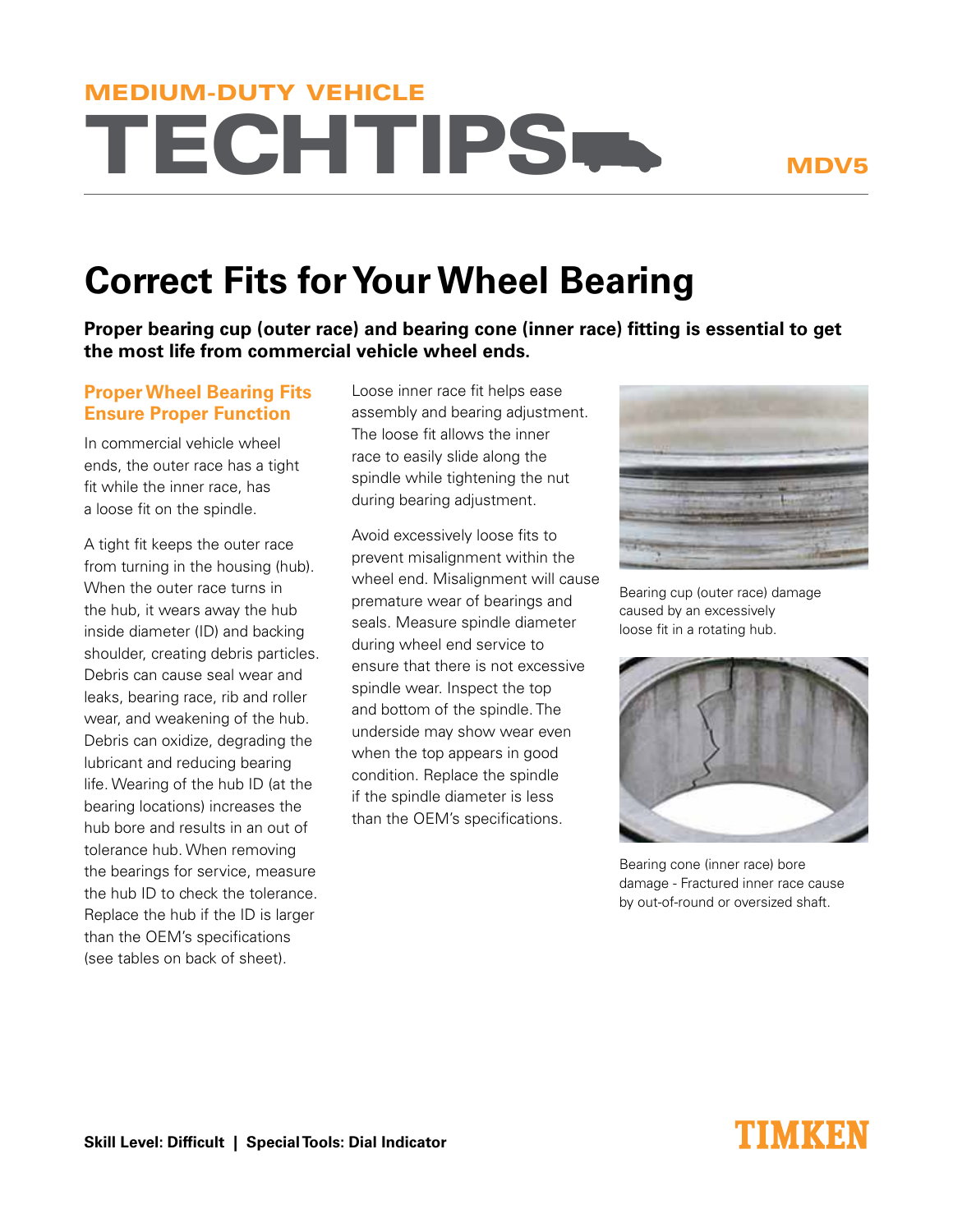MEDIUM-DUTY VEHICLE

# TECHTIPS

MDV5

## Correct Fits for Your Wheel Bearing

**Proper bearing cup (outer race) and bearing cone (inner race) fitting is essential to get the most life from commercial vehicle wheel ends.**

### Proper Wheel Bearing Fits Ensure Proper Function

In commercial vehicle wheel ends, the outer race has a tight fit while the inner race, has a loose fit on the spindle.

A tight fit keeps the outer race from turning in the housing (hub). When the outer race turns in the hub, it wears away the hub inside diameter (ID) and backing shoulder, creating debris particles. Debris can cause seal wear and leaks, bearing race, rib and roller wear, and weakening of the hub. Debris can oxidize, degrading the lubricant and reducing bearing life. Wearing of the hub ID (at the bearing locations) increases the hub bore and results in an out of tolerance hub. When removing the bearings for service, measure the hub ID to check the tolerance. Replace the hub if the ID is larger than the OEM's specifications (see tables on back of sheet).

Loose inner race fit helps ease assembly and bearing adjustment. The loose fit allows the inner race to easily slide along the spindle while tightening the nut during bearing adjustment.

Avoid excessively loose fits to prevent misalignment within the wheel end. Misalignment will cause premature wear of bearings and seals. Measure spindle diameter during wheel end service to ensure that there is not excessive spindle wear. Inspect the top and bottom of the spindle. The underside may show wear even when the top appears in good condition. Replace the spindle if the spindle diameter is less than the OEM's specifications.

Bearing cup (outer race) damage caused by an excessively loose fit in a rotating hub.

Bearing cone (inner race) bore damage - Fractured inner race cause by out-of-round or oversized shaft.

**Skill Level: Difficult | Special Tools: Dial Indicator**

TIMKEN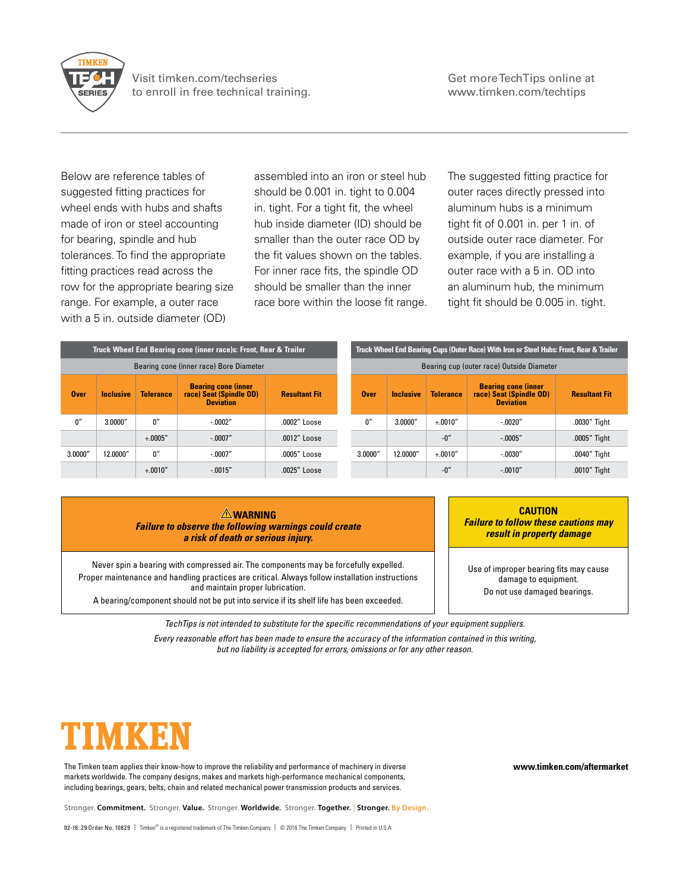Visit timken.com/techseries to enroll in free technical training.

Get more TechTips online at www.timken.com/techtips

Below are reference tables of suggested fitting practices for wheel ends with hubs and shafts made of iron or steel accounting for bearing, spindle and hub tolerances. To find the appropriate fitting practices read across the row for the appropriate bearing size range. For example, a outer race with a 5 in. outside diameter (OD) assembled into an iron or steel hub should be 0.001 in. tight to 0.004 in. tight. For a tight fit, the wheel hub inside diameter (ID) should be smaller than the outer race OD by the fit values shown on the tables. For inner race fits, the spindle OD should be smaller than the inner race bore within the loose fit range.

The suggested fitting practice for outer races directly pressed into aluminum hubs is a minimum tight fit of 0.001 in. per 1 in. of outside outer race diameter. For example, if you are installing a outer race with a 5 in. OD into an aluminum hub, the minimum tight fit should be 0.005 in. tight.

| Truck Wheel End Bearing cone (inner race)s: Front, Rear & Trailer | | | | |
|---|---|---|---|---|
| Bearing cone (inner race) Bore Diameter | | | | |
| **Over** | **Inclusive** | **Tolerance** | **Bearing cone (inner race) Seat (Spindle OD) Deviation** | **Resultant Fit** |
| 0″ | 3.0000″ | 0″ | -.0002″ | .0002″ Loose |
| | | +.0005″ | -.0007″ | .0012″ Loose |
| 3.0000″ | 12.0000″ | 0″ | -.0007″ | .0005″ Loose |
| | | +.0010″ | -.0015″ | .0025″ Loose |

| Truck Wheel End Bearing Cups (Outer Race) With Iron or Steel Hubs: Front, Rear & Trailer | | | | |
|---|---|---|---|---|
| Bearing cup (outer race) Outside Diameter | | | | |
| **Over** | **Inclusive** | **Tolerance** | **Bearing cone (inner race) Seat (Spindle OD) Deviation** | **Resultant Fit** |
| 0″ | 3.0000″ | +.0010″ | -.0020″ | .0030″ Tight |
| | | -0″ | -.0005″ | .0005″ Tight |
| 3.0000″ | 12.0000″ | +.0010″ | -.0030″ | .0040″ Tight |
| | | -0″ | -.0010″ | .0010″ Tight |

**⚠WARNING**
***Failure to observe the following warnings could create a risk of death or serious injury.***

Never spin a bearing with compressed air. The components may be forcefully expelled.
Proper maintenance and handling practices are critical. Always follow installation instructions and maintain proper lubrication.
A bearing/component should not be put into service if its shelf life has been exceeded.

**CAUTION**
***Failure to follow these cautions may result in property damage***

Use of improper bearing fits may cause damage to equipment.
Do not use damaged bearings.

*TechTips is not intended to substitute for the specific recommendations of your equipment suppliers.*

*Every reasonable effort has been made to ensure the accuracy of the information contained in this writing, but no liability is accepted for errors, omissions or for any other reason.*

**TIMKEN**

The Timken team applies their know-how to improve the reliability and performance of machinery in diverse markets worldwide. The company designs, makes and markets high-performance mechanical components, including bearings, gears, belts, chain and related mechanical power transmission products and services.

**www.timken.com/aftermarket**

Stronger. **Commitment.** Stronger. **Value.** Stronger. **Worldwide.** Stronger. **Together.** | **Stronger. By Design.**

02-16: 29 Order No. 10829 | Timken® is a registered trademark of The Timken Company. | © 2016 The Timken Company | Printed in U.S.A.